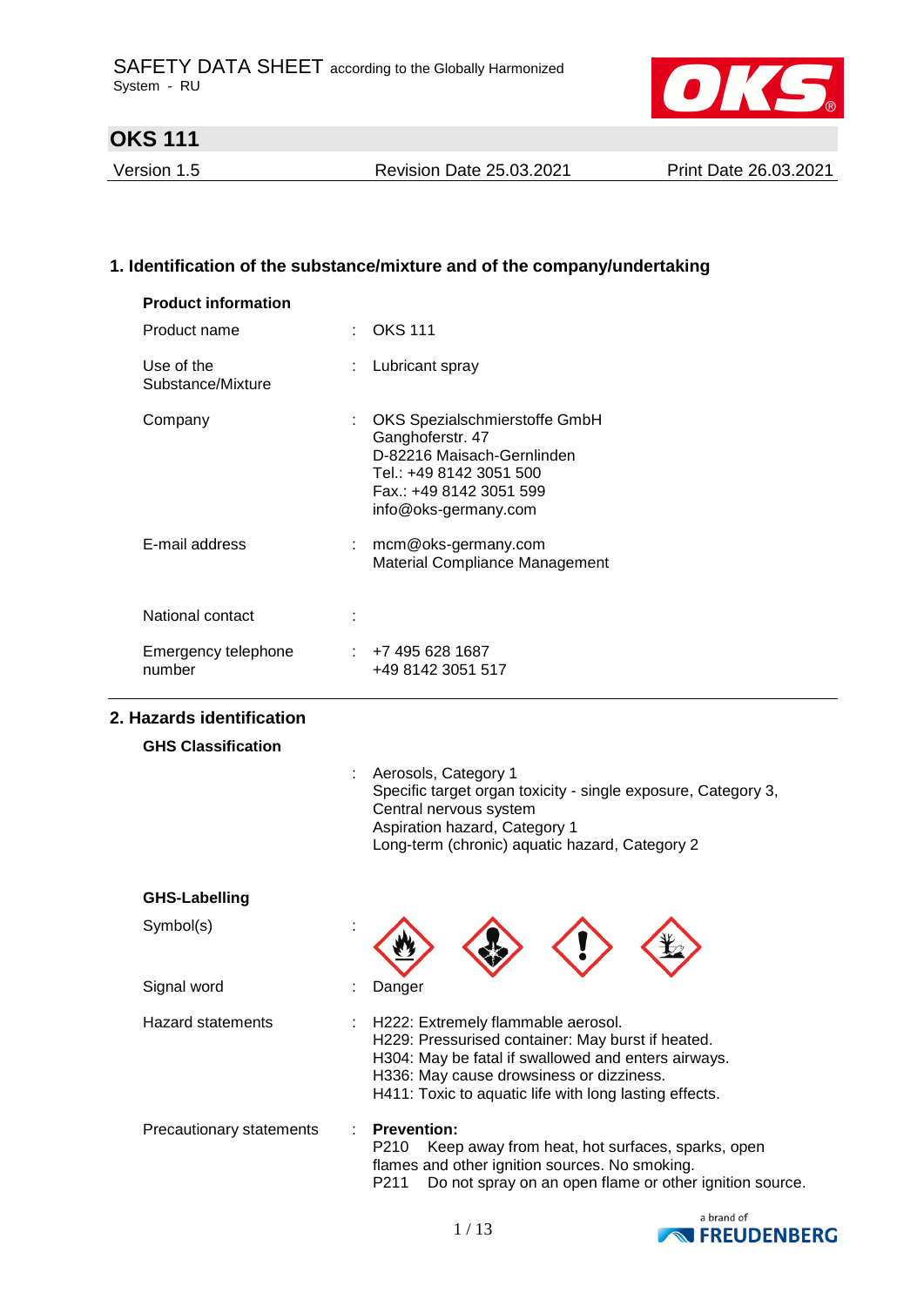SAFETY DATA SHEET according to the Globally Harmonized System - RU

# OKS 111

Version 1.5 | Revision Date 25.03.2021 | Print Date 26.03.2021

## 1. Identification of the substance/mixture and of the company/undertaking

**Product information**

| | | |
|---|---|---|
| Product name | : | OKS 111 |
| Use of the Substance/Mixture | : | Lubricant spray |
| Company | : | OKS Spezialschmierstoffe GmbH<br>Ganghoferstr. 47<br>D-82216 Maisach-Gernlinden<br>Tel.: +49 8142 3051 500<br>Fax.: +49 8142 3051 599<br>info@oks-germany.com |
| E-mail address | : | mcm@oks-germany.com<br>Material Compliance Management |
| National contact | : | |
| Emergency telephone number | : | +7 495 628 1687<br>+49 8142 3051 517 |

## 2. Hazards identification

**GHS Classification**

: Aerosols, Category 1
Specific target organ toxicity - single exposure, Category 3, Central nervous system
Aspiration hazard, Category 1
Long-term (chronic) aquatic hazard, Category 2

**GHS-Labelling**

| | | |
|---|---|---|
| Symbol(s) | : | |
| Signal word | : | Danger |
| Hazard statements | : | H222: Extremely flammable aerosol.<br>H229: Pressurised container: May burst if heated.<br>H304: May be fatal if swallowed and enters airways.<br>H336: May cause drowsiness or dizziness.<br>H411: Toxic to aquatic life with long lasting effects. |
| Precautionary statements | : | **Prevention:**<br>P210 Keep away from heat, hot surfaces, sparks, open flames and other ignition sources. No smoking.<br>P211 Do not spray on an open flame or other ignition source. |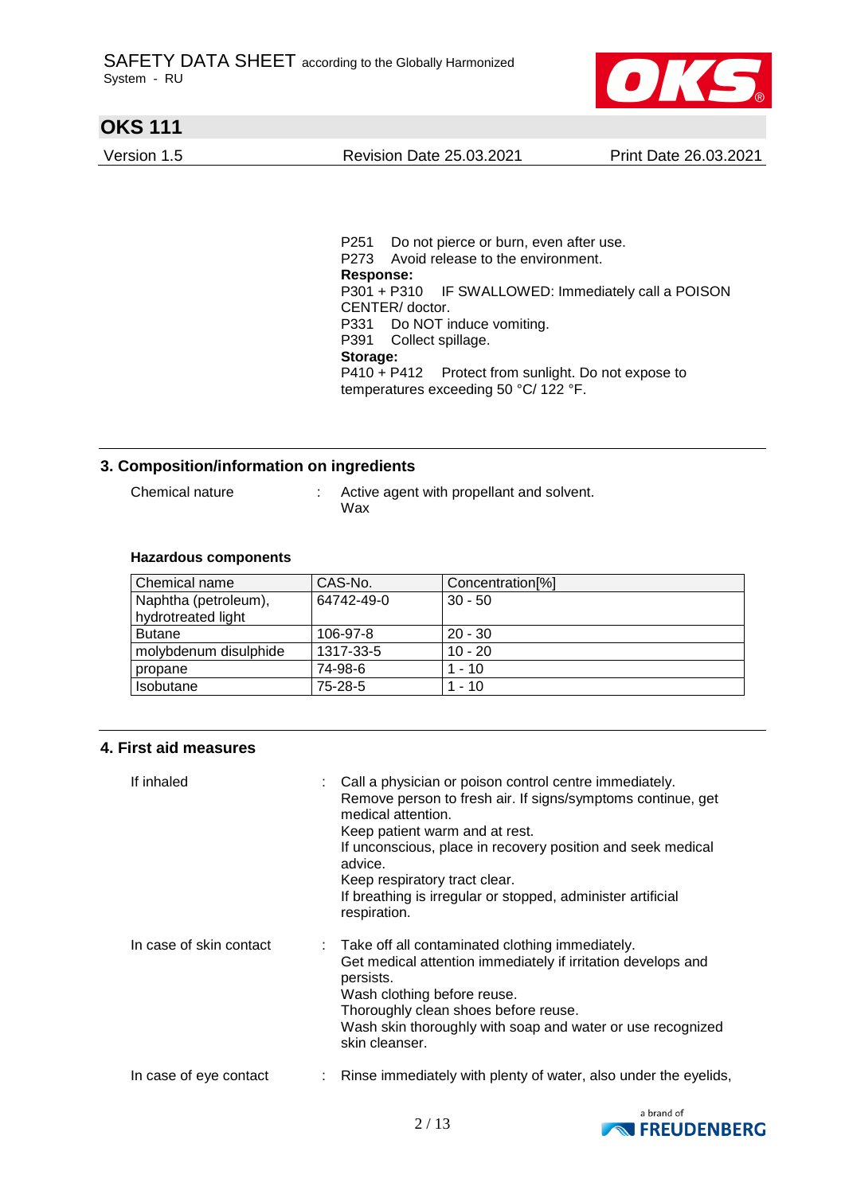P251 Do not pierce or burn, even after use.
P273 Avoid release to the environment.

**Response:**

P301 + P310 IF SWALLOWED: Immediately call a POISON CENTER/ doctor.
P331 Do NOT induce vomiting.
P391 Collect spillage.

**Storage:**

P410 + P412 Protect from sunlight. Do not expose to temperatures exceeding 50 °C/ 122 °F.

## 3. Composition/information on ingredients

Chemical nature : Active agent with propellant and solvent.
Wax

**Hazardous components**

| Chemical name | CAS-No. | Concentration[%] |
|---|---|---|
| Naphtha (petroleum), hydrotreated light | 64742-49-0 | 30 - 50 |
| Butane | 106-97-8 | 20 - 30 |
| molybdenum disulphide | 1317-33-5 | 10 - 20 |
| propane | 74-98-6 | 1 - 10 |
| Isobutane | 75-28-5 | 1 - 10 |

## 4. First aid measures

If inhaled : Call a physician or poison control centre immediately.
Remove person to fresh air. If signs/symptoms continue, get medical attention.
Keep patient warm and at rest.
If unconscious, place in recovery position and seek medical advice.
Keep respiratory tract clear.
If breathing is irregular or stopped, administer artificial respiration.

In case of skin contact : Take off all contaminated clothing immediately.
Get medical attention immediately if irritation develops and persists.
Wash clothing before reuse.
Thoroughly clean shoes before reuse.
Wash skin thoroughly with soap and water or use recognized skin cleanser.

In case of eye contact : Rinse immediately with plenty of water, also under the eyelids,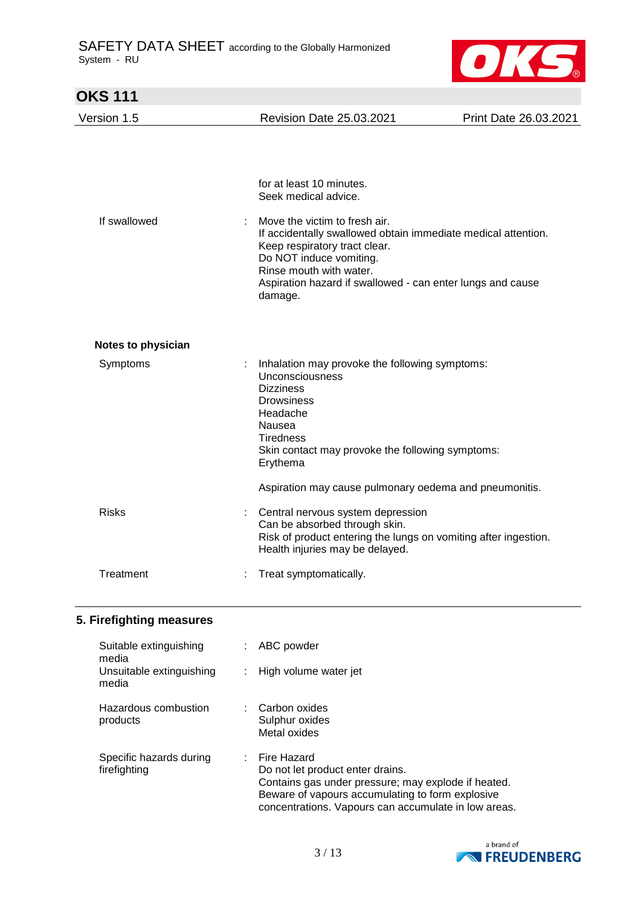for at least 10 minutes.
Seek medical advice.

| | | |
|---|---|---|
| If swallowed | : | Move the victim to fresh air.<br>If accidentally swallowed obtain immediate medical attention.<br>Keep respiratory tract clear.<br>Do NOT induce vomiting.<br>Rinse mouth with water.<br>Aspiration hazard if swallowed - can enter lungs and cause damage. |

**Notes to physician**

| | | |
|---|---|---|
| Symptoms | : | Inhalation may provoke the following symptoms:<br>Unconsciousness<br>Dizziness<br>Drowsiness<br>Headache<br>Nausea<br>Tiredness<br>Skin contact may provoke the following symptoms:<br>Erythema<br><br>Aspiration may cause pulmonary oedema and pneumonitis. |
| Risks | : | Central nervous system depression<br>Can be absorbed through skin.<br>Risk of product entering the lungs on vomiting after ingestion.<br>Health injuries may be delayed. |
| Treatment | : | Treat symptomatically. |

## 5. Firefighting measures

| | | |
|---|---|---|
| Suitable extinguishing media | : | ABC powder |
| Unsuitable extinguishing media | : | High volume water jet |
| Hazardous combustion products | : | Carbon oxides<br>Sulphur oxides<br>Metal oxides |
| Specific hazards during firefighting | : | Fire Hazard<br>Do not let product enter drains.<br>Contains gas under pressure; may explode if heated.<br>Beware of vapours accumulating to form explosive concentrations. Vapours can accumulate in low areas. |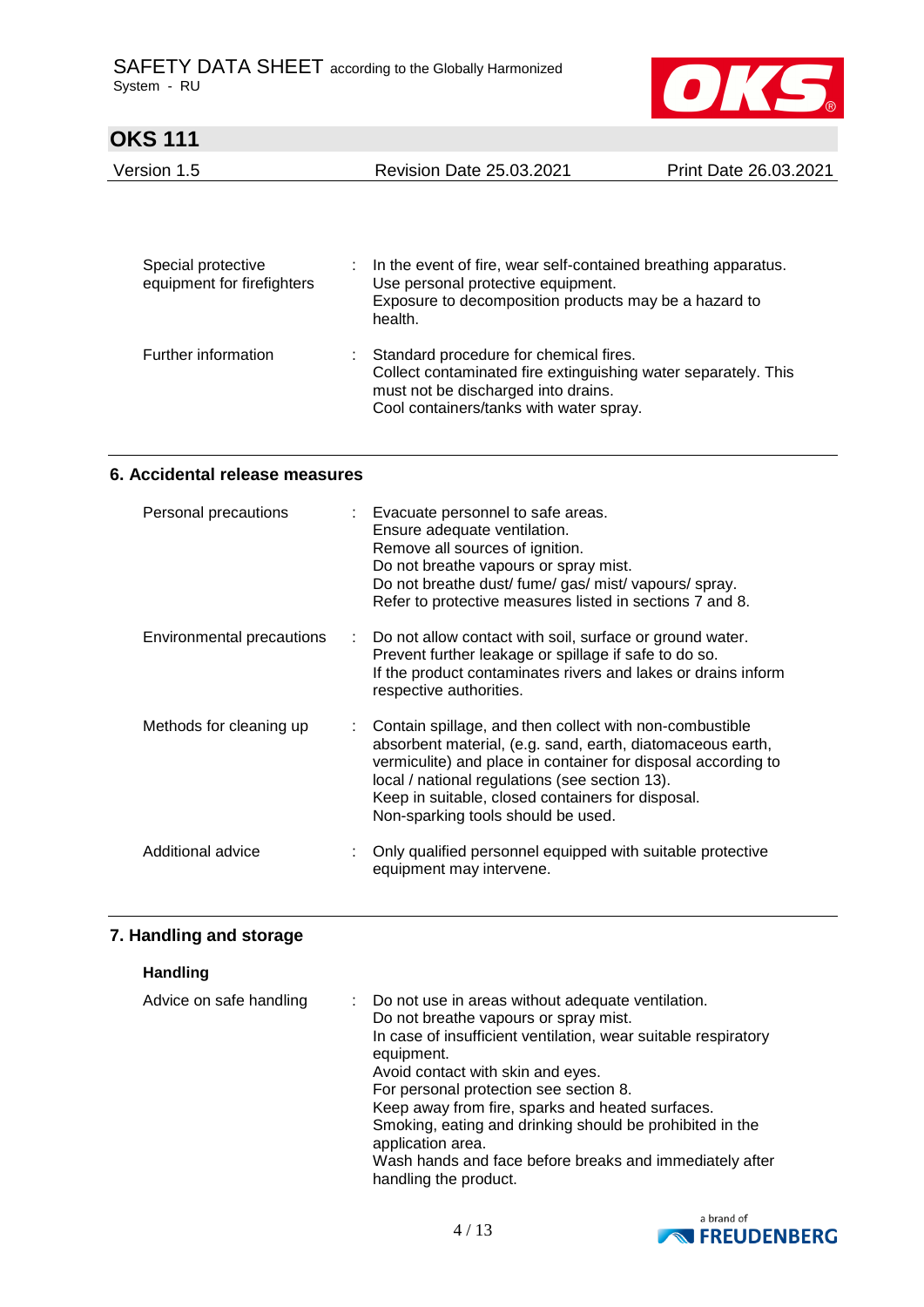| | | |
|---|---|---|
| Special protective equipment for firefighters | : | In the event of fire, wear self-contained breathing apparatus.<br>Use personal protective equipment.<br>Exposure to decomposition products may be a hazard to health. |
| Further information | : | Standard procedure for chemical fires.<br>Collect contaminated fire extinguishing water separately. This must not be discharged into drains.<br>Cool containers/tanks with water spray. |

## 6. Accidental release measures

| | | |
|---|---|---|
| Personal precautions | : | Evacuate personnel to safe areas.<br>Ensure adequate ventilation.<br>Remove all sources of ignition.<br>Do not breathe vapours or spray mist.<br>Do not breathe dust/ fume/ gas/ mist/ vapours/ spray.<br>Refer to protective measures listed in sections 7 and 8. |
| Environmental precautions | : | Do not allow contact with soil, surface or ground water.<br>Prevent further leakage or spillage if safe to do so.<br>If the product contaminates rivers and lakes or drains inform respective authorities. |
| Methods for cleaning up | : | Contain spillage, and then collect with non-combustible absorbent material, (e.g. sand, earth, diatomaceous earth, vermiculite) and place in container for disposal according to local / national regulations (see section 13).<br>Keep in suitable, closed containers for disposal.<br>Non-sparking tools should be used. |
| Additional advice | : | Only qualified personnel equipped with suitable protective equipment may intervene. |

## 7. Handling and storage

### Handling

| | | |
|---|---|---|
| Advice on safe handling | : | Do not use in areas without adequate ventilation.<br>Do not breathe vapours or spray mist.<br>In case of insufficient ventilation, wear suitable respiratory equipment.<br>Avoid contact with skin and eyes.<br>For personal protection see section 8.<br>Keep away from fire, sparks and heated surfaces.<br>Smoking, eating and drinking should be prohibited in the application area.<br>Wash hands and face before breaks and immediately after handling the product. |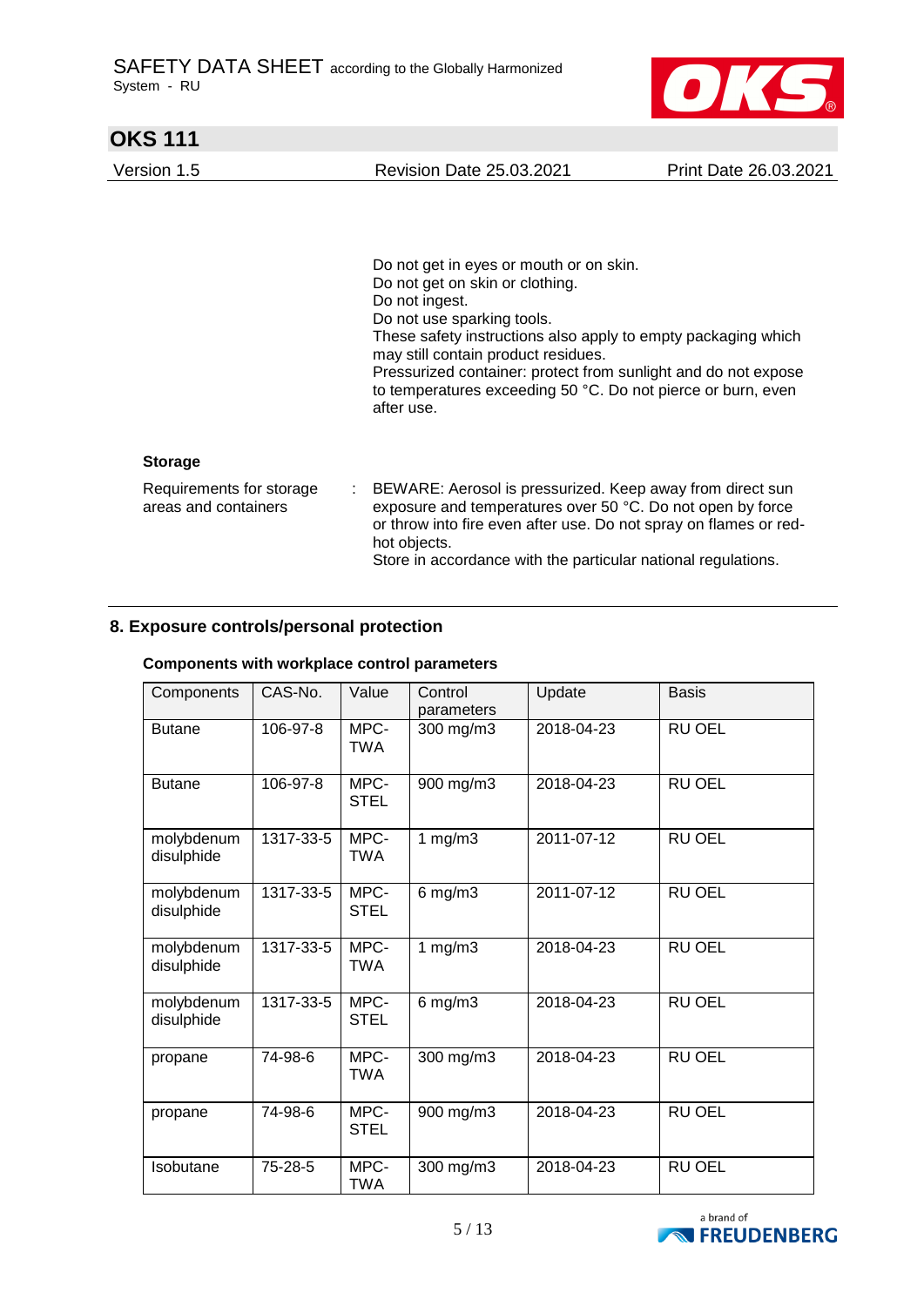Do not get in eyes or mouth or on skin.
Do not get on skin or clothing.
Do not ingest.
Do not use sparking tools.
These safety instructions also apply to empty packaging which may still contain product residues.
Pressurized container: protect from sunlight and do not expose to temperatures exceeding 50 °C. Do not pierce or burn, even after use.

**Storage**

Requirements for storage areas and containers : BEWARE: Aerosol is pressurized. Keep away from direct sun exposure and temperatures over 50 °C. Do not open by force or throw into fire even after use. Do not spray on flames or red-hot objects.
Store in accordance with the particular national regulations.

## 8. Exposure controls/personal protection

**Components with workplace control parameters**

| Components | CAS-No. | Value | Control parameters | Update | Basis |
|---|---|---|---|---|---|
| Butane | 106-97-8 | MPC-TWA | 300 mg/m3 | 2018-04-23 | RU OEL |
| Butane | 106-97-8 | MPC-STEL | 900 mg/m3 | 2018-04-23 | RU OEL |
| molybdenum disulphide | 1317-33-5 | MPC-TWA | 1 mg/m3 | 2011-07-12 | RU OEL |
| molybdenum disulphide | 1317-33-5 | MPC-STEL | 6 mg/m3 | 2011-07-12 | RU OEL |
| molybdenum disulphide | 1317-33-5 | MPC-TWA | 1 mg/m3 | 2018-04-23 | RU OEL |
| molybdenum disulphide | 1317-33-5 | MPC-STEL | 6 mg/m3 | 2018-04-23 | RU OEL |
| propane | 74-98-6 | MPC-TWA | 300 mg/m3 | 2018-04-23 | RU OEL |
| propane | 74-98-6 | MPC-STEL | 900 mg/m3 | 2018-04-23 | RU OEL |
| Isobutane | 75-28-5 | MPC-TWA | 300 mg/m3 | 2018-04-23 | RU OEL |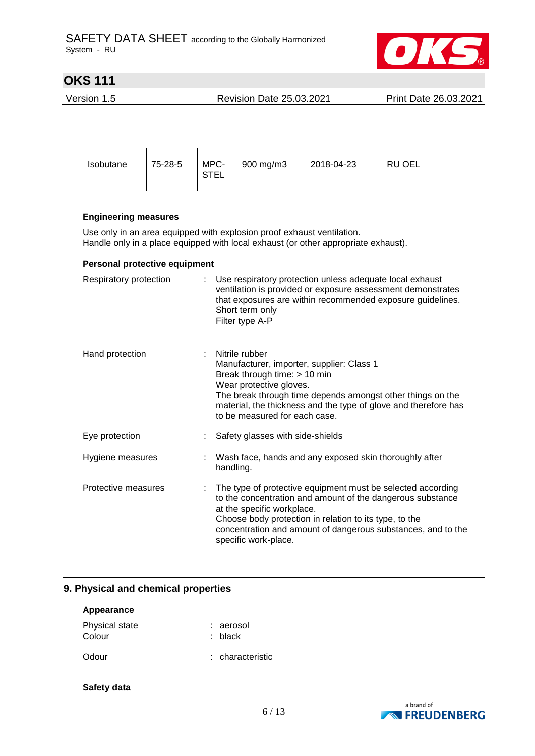| | | | | | |
|---|---|---|---|---|---|
| Isobutane | 75-28-5 | MPC-STEL | 900 mg/m3 | 2018-04-23 | RU OEL |

**Engineering measures**

Use only in an area equipped with explosion proof exhaust ventilation.
Handle only in a place equipped with local exhaust (or other appropriate exhaust).

**Personal protective equipment**

Respiratory protection : Use respiratory protection unless adequate local exhaust ventilation is provided or exposure assessment demonstrates that exposures are within recommended exposure guidelines.
Short term only
Filter type A-P

Hand protection : Nitrile rubber
Manufacturer, importer, supplier: Class 1
Break through time: > 10 min
Wear protective gloves.
The break through time depends amongst other things on the material, the thickness and the type of glove and therefore has to be measured for each case.

Eye protection : Safety glasses with side-shields

Hygiene measures : Wash face, hands and any exposed skin thoroughly after handling.

Protective measures : The type of protective equipment must be selected according to the concentration and amount of the dangerous substance at the specific workplace.
Choose body protection in relation to its type, to the concentration and amount of dangerous substances, and to the specific work-place.

## 9. Physical and chemical properties

**Appearance**

Physical state : aerosol
Colour : black

Odour : characteristic

**Safety data**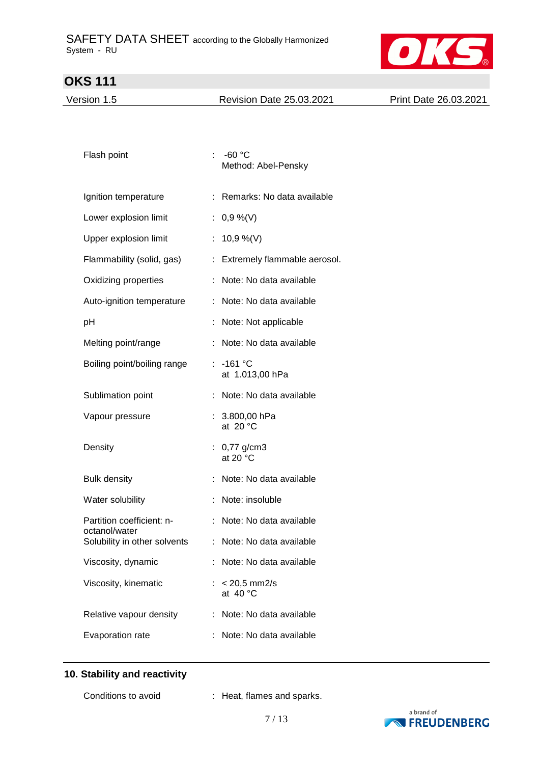| Property | | Value |
|---|---|---|
| Flash point | : | -60 °C<br>Method: Abel-Pensky |
| Ignition temperature | : | Remarks: No data available |
| Lower explosion limit | : | 0,9 %(V) |
| Upper explosion limit | : | 10,9 %(V) |
| Flammability (solid, gas) | : | Extremely flammable aerosol. |
| Oxidizing properties | : | Note: No data available |
| Auto-ignition temperature | : | Note: No data available |
| pH | : | Note: Not applicable |
| Melting point/range | : | Note: No data available |
| Boiling point/boiling range | : | -161 °C<br>at 1.013,00 hPa |
| Sublimation point | : | Note: No data available |
| Vapour pressure | : | 3.800,00 hPa<br>at 20 °C |
| Density | : | 0,77 g/cm3<br>at 20 °C |
| Bulk density | : | Note: No data available |
| Water solubility | : | Note: insoluble |
| Partition coefficient: n-octanol/water | : | Note: No data available |
| Solubility in other solvents | : | Note: No data available |
| Viscosity, dynamic | : | Note: No data available |
| Viscosity, kinematic | : | < 20,5 mm2/s<br>at 40 °C |
| Relative vapour density | : | Note: No data available |
| Evaporation rate | : | Note: No data available |

## 10. Stability and reactivity

| | | |
|---|---|---|
| Conditions to avoid | : | Heat, flames and sparks. |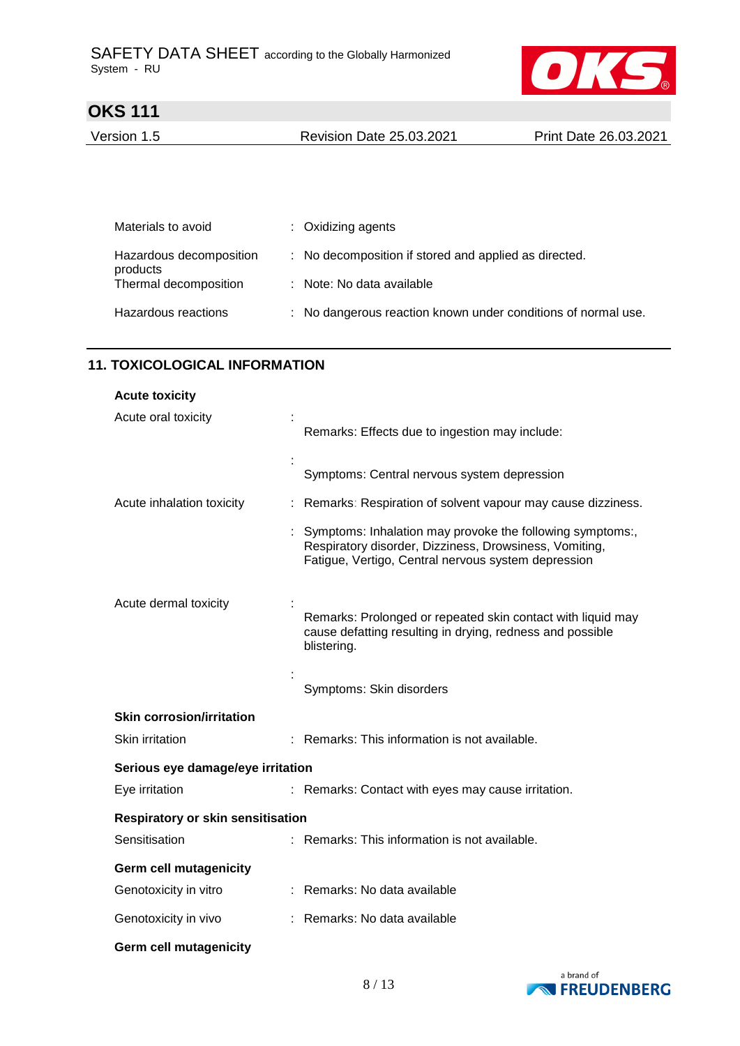| | | |
|---|---|---|
| Materials to avoid | : | Oxidizing agents |
| Hazardous decomposition products | : | No decomposition if stored and applied as directed. |
| Thermal decomposition | : | Note: No data available |
| Hazardous reactions | : | No dangerous reaction known under conditions of normal use. |

## 11. TOXICOLOGICAL INFORMATION

**Acute toxicity**

| | | |
|---|---|---|
| Acute oral toxicity | : | Remarks: Effects due to ingestion may include: |
| | : | Symptoms: Central nervous system depression |
| Acute inhalation toxicity | : | Remarks: Respiration of solvent vapour may cause dizziness. |
| | : | Symptoms: Inhalation may provoke the following symptoms:, Respiratory disorder, Dizziness, Drowsiness, Vomiting, Fatigue, Vertigo, Central nervous system depression |
| Acute dermal toxicity | : | Remarks: Prolonged or repeated skin contact with liquid may cause defatting resulting in drying, redness and possible blistering. |
| | : | Symptoms: Skin disorders |

**Skin corrosion/irritation**

| | | |
|---|---|---|
| Skin irritation | : | Remarks: This information is not available. |

**Serious eye damage/eye irritation**

| | | |
|---|---|---|
| Eye irritation | : | Remarks: Contact with eyes may cause irritation. |

**Respiratory or skin sensitisation**

| | | |
|---|---|---|
| Sensitisation | : | Remarks: This information is not available. |

**Germ cell mutagenicity**

| | | |
|---|---|---|
| Genotoxicity in vitro | : | Remarks: No data available |
| Genotoxicity in vivo | : | Remarks: No data available |

**Germ cell mutagenicity**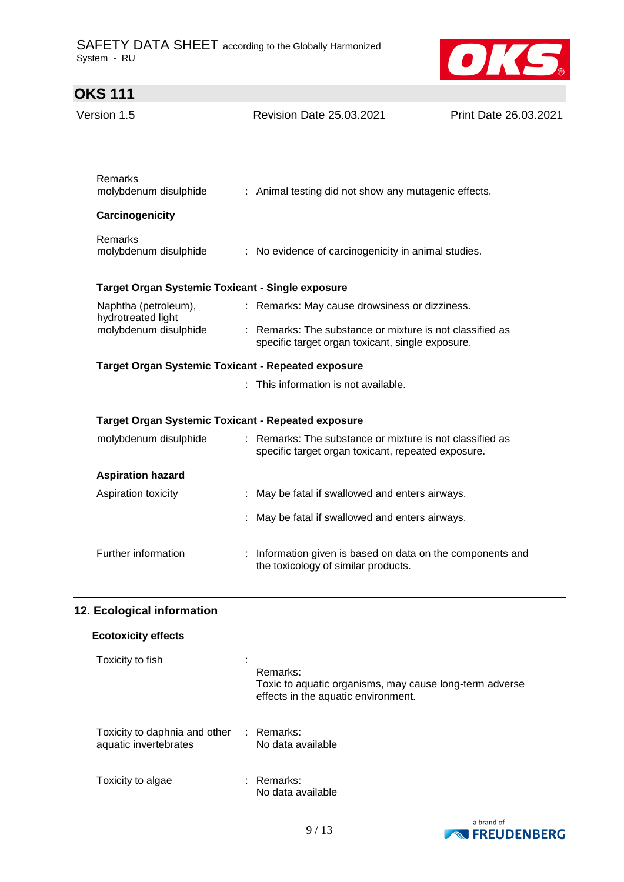Remarks
molybdenum disulphide : Animal testing did not show any mutagenic effects.

**Carcinogenicity**

Remarks
molybdenum disulphide : No evidence of carcinogenicity in animal studies.

**Target Organ Systemic Toxicant - Single exposure**

Naphtha (petroleum), hydrotreated light : Remarks: May cause drowsiness or dizziness.

molybdenum disulphide : Remarks: The substance or mixture is not classified as specific target organ toxicant, single exposure.

**Target Organ Systemic Toxicant - Repeated exposure**

: This information is not available.

**Target Organ Systemic Toxicant - Repeated exposure**

molybdenum disulphide : Remarks: The substance or mixture is not classified as specific target organ toxicant, repeated exposure.

**Aspiration hazard**

Aspiration toxicity : May be fatal if swallowed and enters airways.

: May be fatal if swallowed and enters airways.

Further information : Information given is based on data on the components and the toxicology of similar products.

## 12. Ecological information

**Ecotoxicity effects**

Toxicity to fish :
Remarks:
Toxic to aquatic organisms, may cause long-term adverse effects in the aquatic environment.

Toxicity to daphnia and other aquatic invertebrates : Remarks:
No data available

Toxicity to algae : Remarks:
No data available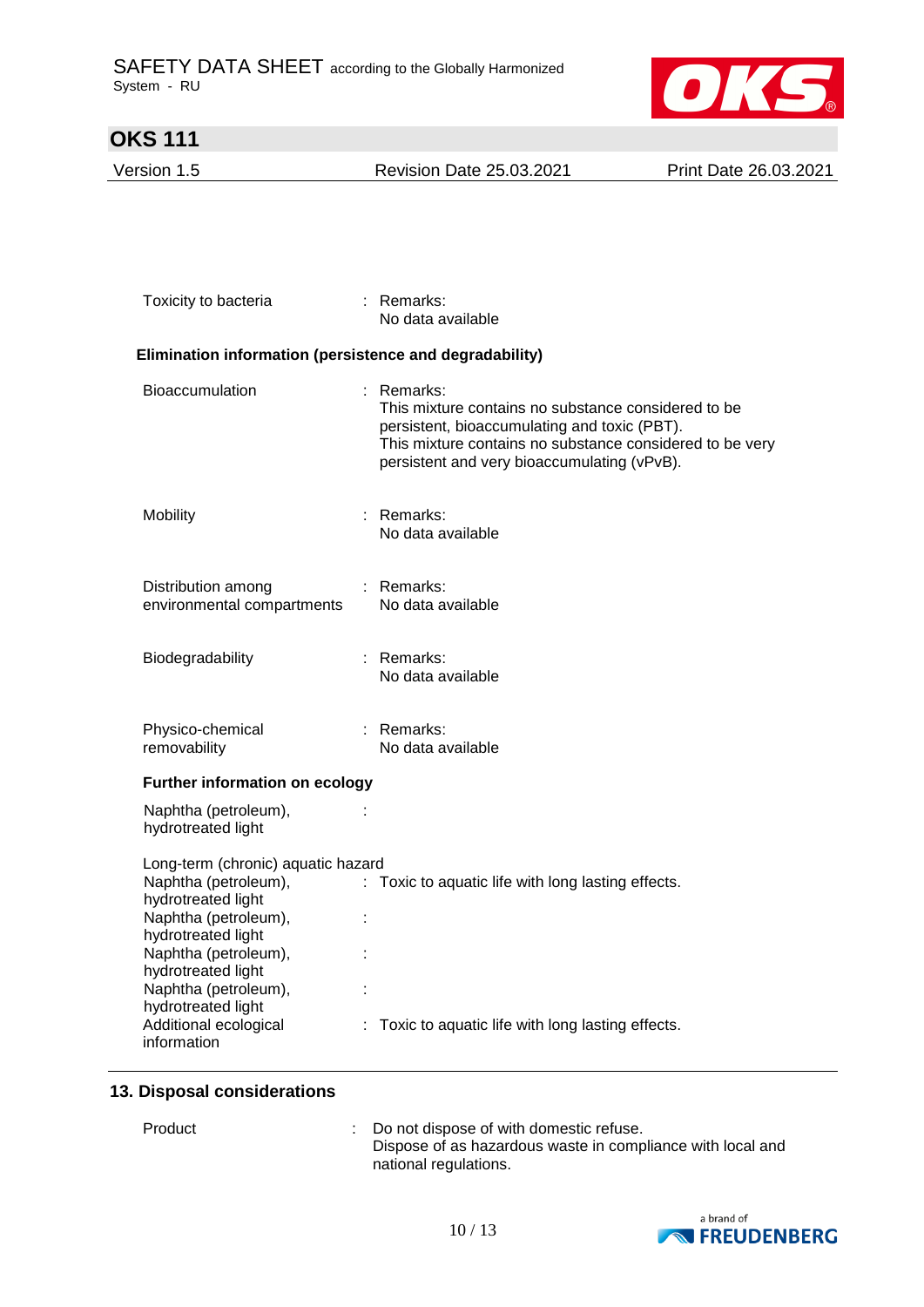| | | |
|---|---|---|
| Toxicity to bacteria | : | Remarks:<br>No data available |

**Elimination information (persistence and degradability)**

| | | |
|---|---|---|
| Bioaccumulation | : | Remarks:<br>This mixture contains no substance considered to be persistent, bioaccumulating and toxic (PBT).<br>This mixture contains no substance considered to be very persistent and very bioaccumulating (vPvB). |
| Mobility | : | Remarks:<br>No data available |
| Distribution among environmental compartments | : | Remarks:<br>No data available |
| Biodegradability | : | Remarks:<br>No data available |
| Physico-chemical removability | : | Remarks:<br>No data available |

**Further information on ecology**

| | | |
|---|---|---|
| Naphtha (petroleum), hydrotreated light | : | |

Long-term (chronic) aquatic hazard

| | | |
|---|---|---|
| Naphtha (petroleum), hydrotreated light | : | Toxic to aquatic life with long lasting effects. |
| Naphtha (petroleum), hydrotreated light | : | |
| Naphtha (petroleum), hydrotreated light | : | |
| Naphtha (petroleum), hydrotreated light | : | |
| Additional ecological information | : | Toxic to aquatic life with long lasting effects. |

## 13. Disposal considerations

| | | |
|---|---|---|
| Product | : | Do not dispose of with domestic refuse.<br>Dispose of as hazardous waste in compliance with local and national regulations. |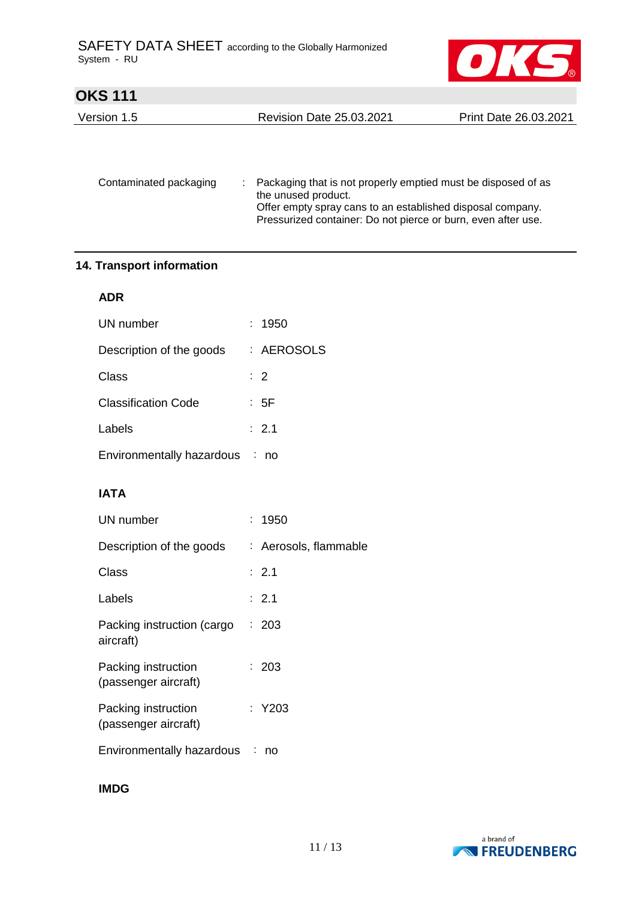Contaminated packaging : Packaging that is not properly emptied must be disposed of as the unused product.
Offer empty spray cans to an established disposal company.
Pressurized container: Do not pierce or burn, even after use.

## 14. Transport information

### ADR

| | | |
|---|---|---|
| UN number | : | 1950 |
| Description of the goods | : | AEROSOLS |
| Class | : | 2 |
| Classification Code | : | 5F |
| Labels | : | 2.1 |
| Environmentally hazardous | : | no |

### IATA

| | | |
|---|---|---|
| UN number | : | 1950 |
| Description of the goods | : | Aerosols, flammable |
| Class | : | 2.1 |
| Labels | : | 2.1 |
| Packing instruction (cargo aircraft) | : | 203 |
| Packing instruction (passenger aircraft) | : | 203 |
| Packing instruction (passenger aircraft) | : | Y203 |
| Environmentally hazardous | : | no |

### IMDG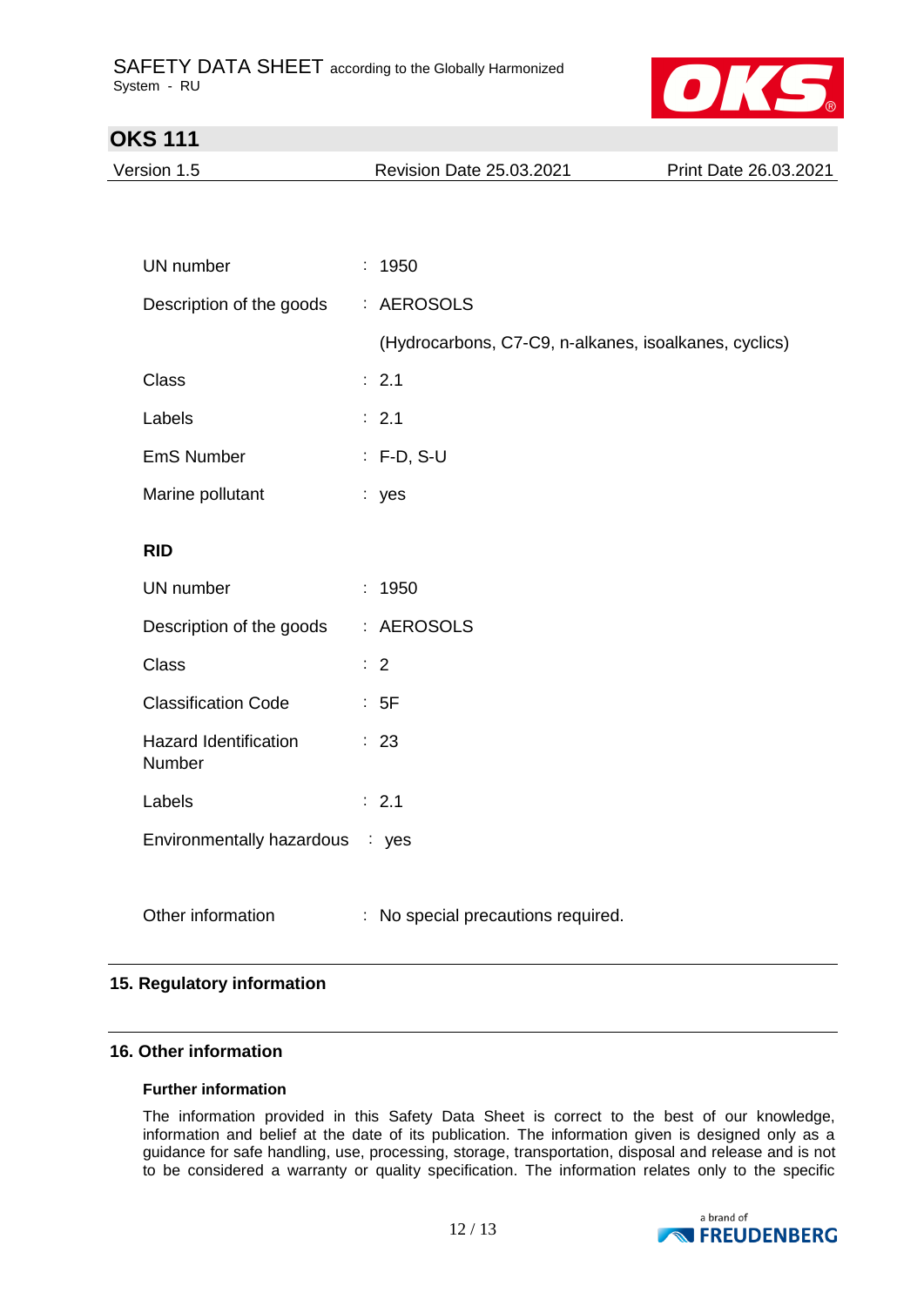| | |
|---|---|
| UN number | : 1950 |
| Description of the goods | : AEROSOLS |
| | (Hydrocarbons, C7-C9, n-alkanes, isoalkanes, cyclics) |
| Class | : 2.1 |
| Labels | : 2.1 |
| EmS Number | : F-D, S-U |
| Marine pollutant | : yes |

**RID**

| | |
|---|---|
| UN number | : 1950 |
| Description of the goods | : AEROSOLS |
| Class | : 2 |
| Classification Code | : 5F |
| Hazard Identification Number | : 23 |
| Labels | : 2.1 |
| Environmentally hazardous | : yes |

| | |
|---|---|
| Other information | : No special precautions required. |

## 15. Regulatory information

## 16. Other information

### Further information

The information provided in this Safety Data Sheet is correct to the best of our knowledge, information and belief at the date of its publication. The information given is designed only as a guidance for safe handling, use, processing, storage, transportation, disposal and release and is not to be considered a warranty or quality specification. The information relates only to the specific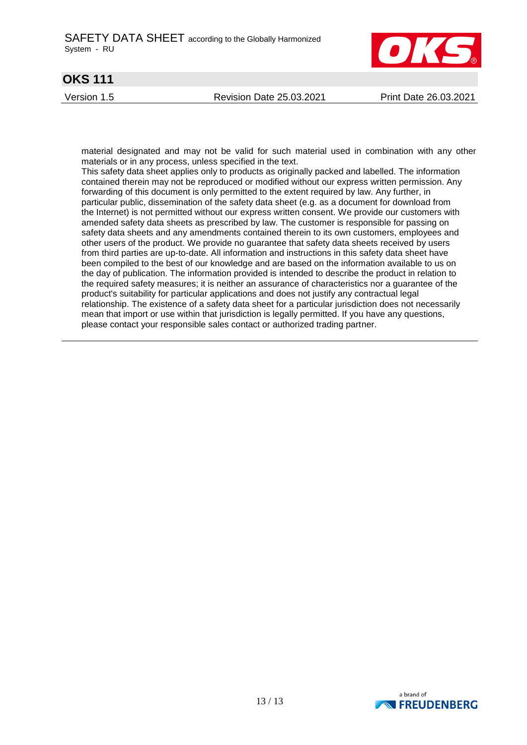material designated and may not be valid for such material used in combination with any other materials or in any process, unless specified in the text.
This safety data sheet applies only to products as originally packed and labelled. The information contained therein may not be reproduced or modified without our express written permission. Any forwarding of this document is only permitted to the extent required by law. Any further, in particular public, dissemination of the safety data sheet (e.g. as a document for download from the Internet) is not permitted without our express written consent. We provide our customers with amended safety data sheets as prescribed by law. The customer is responsible for passing on safety data sheets and any amendments contained therein to its own customers, employees and other users of the product. We provide no guarantee that safety data sheets received by users from third parties are up-to-date. All information and instructions in this safety data sheet have been compiled to the best of our knowledge and are based on the information available to us on the day of publication. The information provided is intended to describe the product in relation to the required safety measures; it is neither an assurance of characteristics nor a guarantee of the product's suitability for particular applications and does not justify any contractual legal relationship. The existence of a safety data sheet for a particular jurisdiction does not necessarily mean that import or use within that jurisdiction is legally permitted. If you have any questions, please contact your responsible sales contact or authorized trading partner.